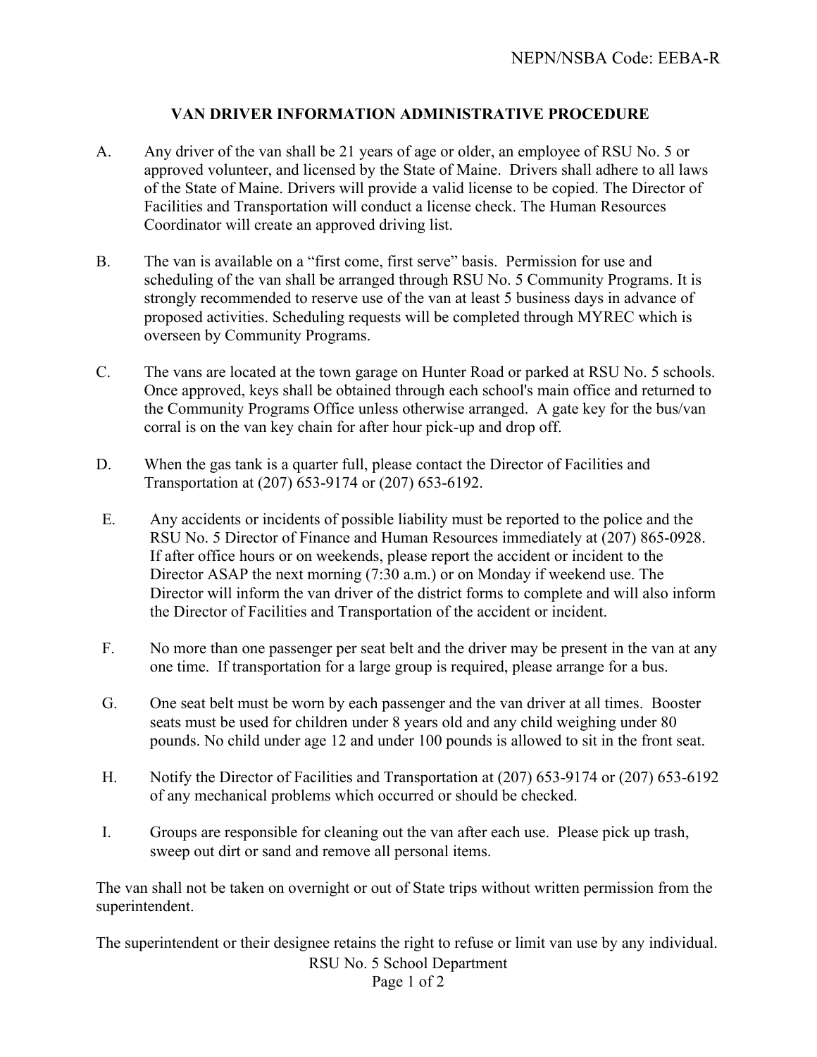NEPN/NSBA Code: EEBA-R

# VAN DRIVER INFORMATION ADMINISTRATIVE PROCEDURE

A. Any driver of the van shall be 21 years of age or older, an employee of RSU No. 5 or approved volunteer, and licensed by the State of Maine. Drivers shall adhere to all laws of the State of Maine. Drivers will provide a valid license to be copied. The Director of Facilities and Transportation will conduct a license check. The Human Resources Coordinator will create an approved driving list.

B. The van is available on a "first come, first serve" basis. Permission for use and scheduling of the van shall be arranged through RSU No. 5 Community Programs. It is strongly recommended to reserve use of the van at least 5 business days in advance of proposed activities. Scheduling requests will be completed through MYREC which is overseen by Community Programs.

C. The vans are located at the town garage on Hunter Road or parked at RSU No. 5 schools. Once approved, keys shall be obtained through each school's main office and returned to the Community Programs Office unless otherwise arranged. A gate key for the bus/van corral is on the van key chain for after hour pick-up and drop off.

D. When the gas tank is a quarter full, please contact the Director of Facilities and Transportation at (207) 653-9174 or (207) 653-6192.

E. Any accidents or incidents of possible liability must be reported to the police and the RSU No. 5 Director of Finance and Human Resources immediately at (207) 865-0928. If after office hours or on weekends, please report the accident or incident to the Director ASAP the next morning (7:30 a.m.) or on Monday if weekend use. The Director will inform the van driver of the district forms to complete and will also inform the Director of Facilities and Transportation of the accident or incident.

F. No more than one passenger per seat belt and the driver may be present in the van at any one time. If transportation for a large group is required, please arrange for a bus.

G. One seat belt must be worn by each passenger and the van driver at all times. Booster seats must be used for children under 8 years old and any child weighing under 80 pounds. No child under age 12 and under 100 pounds is allowed to sit in the front seat.

H. Notify the Director of Facilities and Transportation at (207) 653-9174 or (207) 653-6192 of any mechanical problems which occurred or should be checked.

I. Groups are responsible for cleaning out the van after each use. Please pick up trash, sweep out dirt or sand and remove all personal items.

The van shall not be taken on overnight or out of State trips without written permission from the superintendent.

The superintendent or their designee retains the right to refuse or limit van use by any individual.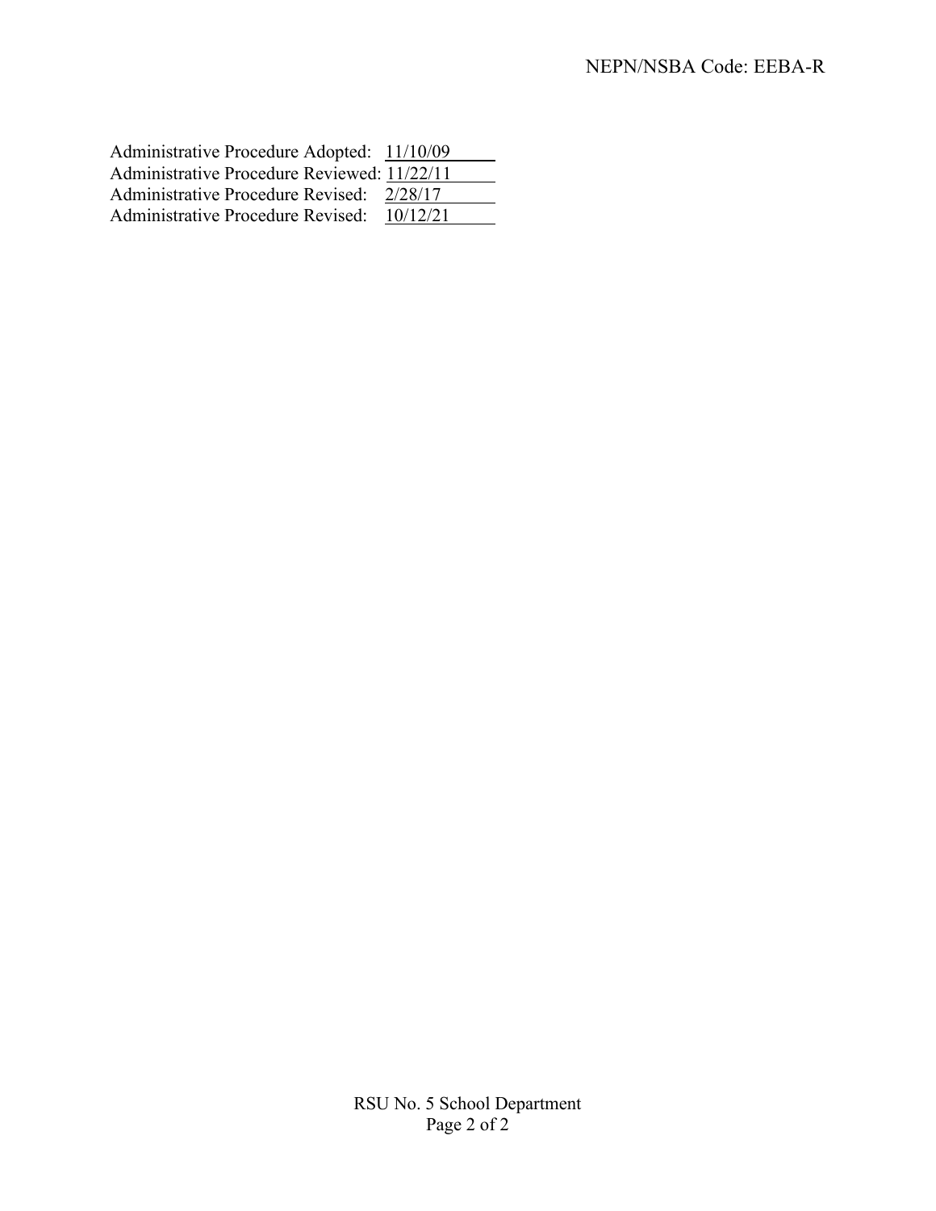Administrative Procedure Adopted: 11/10/09
Administrative Procedure Reviewed: 11/22/11
Administrative Procedure Revised: 2/28/17
Administrative Procedure Revised: 10/12/21